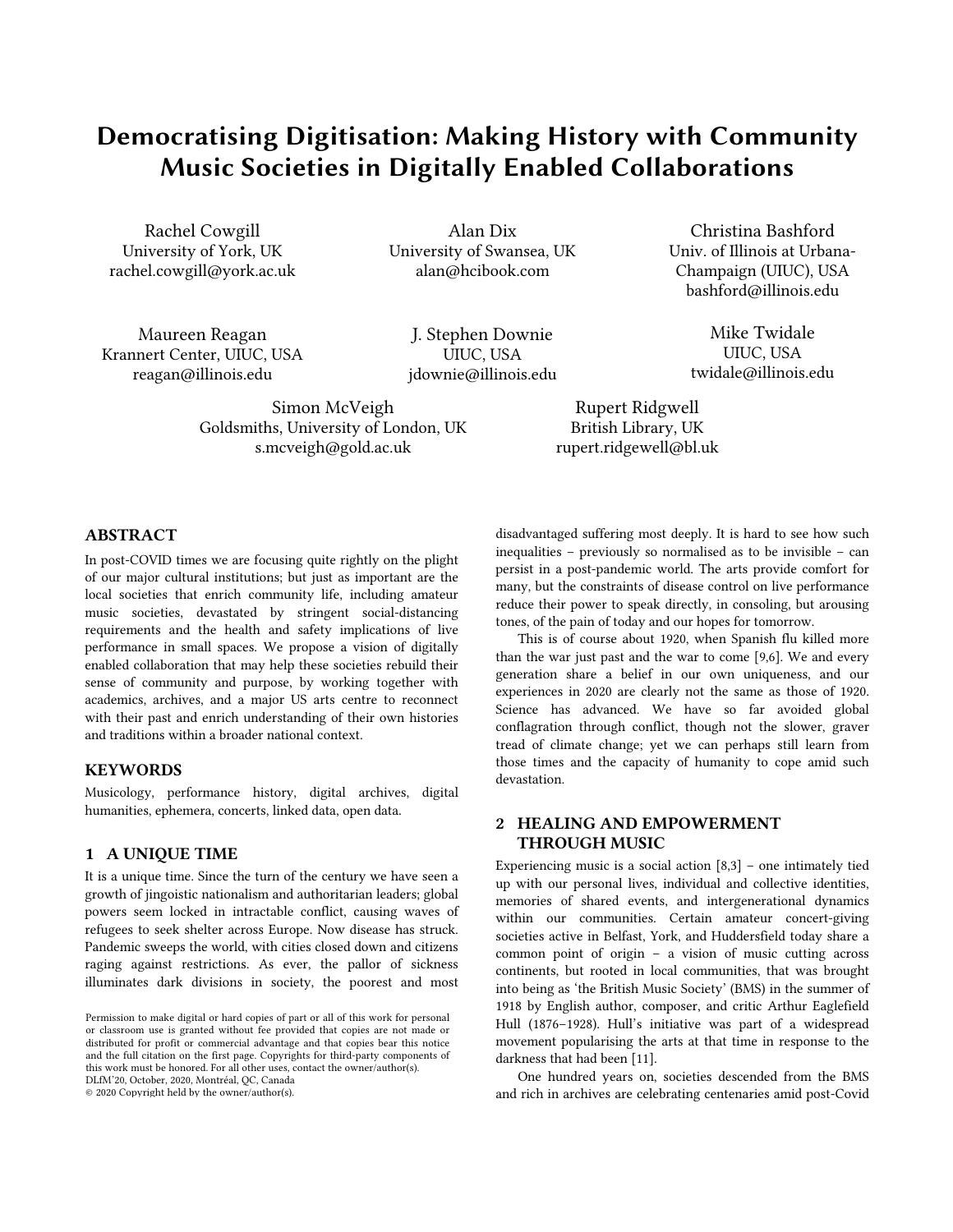# Democratising Digitisation: Making History with Community Music Societies in Digitally Enabled Collaborations

Rachel Cowgill
University of York, UK
rachel.cowgill@york.ac.uk

Alan Dix
University of Swansea, UK
alan@hcibook.com

Christina Bashford
Univ. of Illinois at Urbana-Champaign (UIUC), USA
bashford@illinois.edu

Maureen Reagan
Krannert Center, UIUC, USA
reagan@illinois.edu

J. Stephen Downie
UIUC, USA
jdownie@illinois.edu

Mike Twidale
UIUC, USA
twidale@illinois.edu

Simon McVeigh
Goldsmiths, University of London, UK
s.mcveigh@gold.ac.uk

Rupert Ridgwell
British Library, UK
rupert.ridgewell@bl.uk

## ABSTRACT

In post-COVID times we are focusing quite rightly on the plight of our major cultural institutions; but just as important are the local societies that enrich community life, including amateur music societies, devastated by stringent social-distancing requirements and the health and safety implications of live performance in small spaces. We propose a vision of digitally enabled collaboration that may help these societies rebuild their sense of community and purpose, by working together with academics, archives, and a major US arts centre to reconnect with their past and enrich understanding of their own histories and traditions within a broader national context.

## KEYWORDS

Musicology, performance history, digital archives, digital humanities, ephemera, concerts, linked data, open data.

## 1 A UNIQUE TIME

It is a unique time. Since the turn of the century we have seen a growth of jingoistic nationalism and authoritarian leaders; global powers seem locked in intractable conflict, causing waves of refugees to seek shelter across Europe. Now disease has struck. Pandemic sweeps the world, with cities closed down and citizens raging against restrictions. As ever, the pallor of sickness illuminates dark divisions in society, the poorest and most disadvantaged suffering most deeply. It is hard to see how such inequalities – previously so normalised as to be invisible – can persist in a post-pandemic world. The arts provide comfort for many, but the constraints of disease control on live performance reduce their power to speak directly, in consoling, but arousing tones, of the pain of today and our hopes for tomorrow.

This is of course about 1920, when Spanish flu killed more than the war just past and the war to come [9,6]. We and every generation share a belief in our own uniqueness, and our experiences in 2020 are clearly not the same as those of 1920. Science has advanced. We have so far avoided global conflagration through conflict, though not the slower, graver tread of climate change; yet we can perhaps still learn from those times and the capacity of humanity to cope amid such devastation.

## 2 HEALING AND EMPOWERMENT THROUGH MUSIC

Experiencing music is a social action [8,3] – one intimately tied up with our personal lives, individual and collective identities, memories of shared events, and intergenerational dynamics within our communities. Certain amateur concert-giving societies active in Belfast, York, and Huddersfield today share a common point of origin – a vision of music cutting across continents, but rooted in local communities, that was brought into being as 'the British Music Society' (BMS) in the summer of 1918 by English author, composer, and critic Arthur Eaglefield Hull (1876–1928). Hull's initiative was part of a widespread movement popularising the arts at that time in response to the darkness that had been [11].

One hundred years on, societies descended from the BMS and rich in archives are celebrating centenaries amid post-Covid

Permission to make digital or hard copies of part or all of this work for personal or classroom use is granted without fee provided that copies are not made or distributed for profit or commercial advantage and that copies bear this notice and the full citation on the first page. Copyrights for third-party components of this work must be honored. For all other uses, contact the owner/author(s).
DLfM'20, October, 2020, Montréal, QC, Canada
© 2020 Copyright held by the owner/author(s).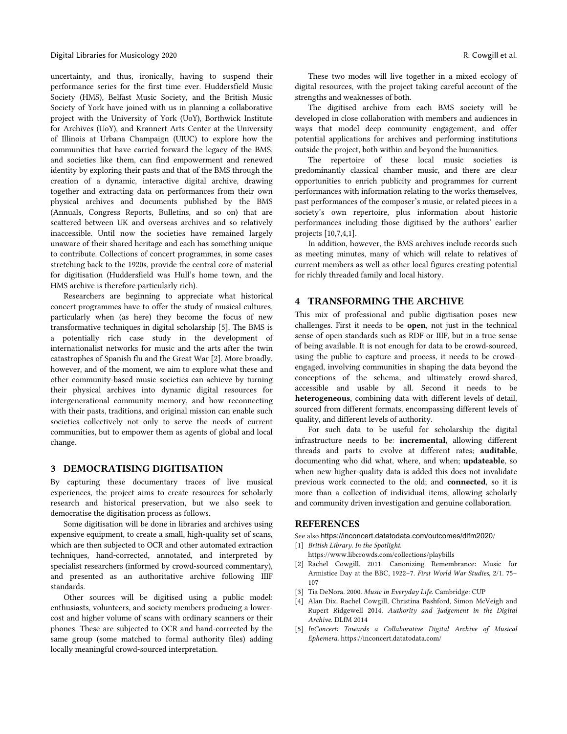uncertainty, and thus, ironically, having to suspend their performance series for the first time ever. Huddersfield Music Society (HMS), Belfast Music Society, and the British Music Society of York have joined with us in planning a collaborative project with the University of York (UoY), Borthwick Institute for Archives (UoY), and Krannert Arts Center at the University of Illinois at Urbana Champaign (UIUC) to explore how the communities that have carried forward the legacy of the BMS, and societies like them, can find empowerment and renewed identity by exploring their pasts and that of the BMS through the creation of a dynamic, interactive digital archive, drawing together and extracting data on performances from their own physical archives and documents published by the BMS (Annuals, Congress Reports, Bulletins, and so on) that are scattered between UK and overseas archives and so relatively inaccessible. Until now the societies have remained largely unaware of their shared heritage and each has something unique to contribute. Collections of concert programmes, in some cases stretching back to the 1920s, provide the central core of material for digitisation (Huddersfield was Hull's home town, and the HMS archive is therefore particularly rich).

Researchers are beginning to appreciate what historical concert programmes have to offer the study of musical cultures, particularly when (as here) they become the focus of new transformative techniques in digital scholarship [5]. The BMS is a potentially rich case study in the development of internationalist networks for music and the arts after the twin catastrophes of Spanish flu and the Great War [2]. More broadly, however, and of the moment, we aim to explore what these and other community-based music societies can achieve by turning their physical archives into dynamic digital resources for intergenerational community memory, and how reconnecting with their pasts, traditions, and original mission can enable such societies collectively not only to serve the needs of current communities, but to empower them as agents of global and local change.

## 3 DEMOCRATISING DIGITISATION

By capturing these documentary traces of live musical experiences, the project aims to create resources for scholarly research and historical preservation, but we also seek to democratise the digitisation process as follows.

Some digitisation will be done in libraries and archives using expensive equipment, to create a small, high-quality set of scans, which are then subjected to OCR and other automated extraction techniques, hand-corrected, annotated, and interpreted by specialist researchers (informed by crowd-sourced commentary), and presented as an authoritative archive following IIIF standards.

Other sources will be digitised using a public model: enthusiasts, volunteers, and society members producing a lower-cost and higher volume of scans with ordinary scanners or their phones. These are subjected to OCR and hand-corrected by the same group (some matched to formal authority files) adding locally meaningful crowd-sourced interpretation.

These two modes will live together in a mixed ecology of digital resources, with the project taking careful account of the strengths and weaknesses of both.

The digitised archive from each BMS society will be developed in close collaboration with members and audiences in ways that model deep community engagement, and offer potential applications for archives and performing institutions outside the project, both within and beyond the humanities.

The repertoire of these local music societies is predominantly classical chamber music, and there are clear opportunities to enrich publicity and programmes for current performances with information relating to the works themselves, past performances of the composer's music, or related pieces in a society's own repertoire, plus information about historic performances including those digitised by the authors' earlier projects [10,7,4,1].

In addition, however, the BMS archives include records such as meeting minutes, many of which will relate to relatives of current members as well as other local figures creating potential for richly threaded family and local history.

## 4 TRANSFORMING THE ARCHIVE

This mix of professional and public digitisation poses new challenges. First it needs to be **open**, not just in the technical sense of open standards such as RDF or IIIF, but in a true sense of being available. It is not enough for data to be crowd-sourced, using the public to capture and process, it needs to be crowd-engaged, involving communities in shaping the data beyond the conceptions of the schema, and ultimately crowd-shared, accessible and usable by all. Second it needs to be **heterogeneous**, combining data with different levels of detail, sourced from different formats, encompassing different levels of quality, and different levels of authority.

For such data to be useful for scholarship the digital infrastructure needs to be: **incremental**, allowing different threads and parts to evolve at different rates; **auditable**, documenting who did what, where, and when; **updateable**, so when new higher-quality data is added this does not invalidate previous work connected to the old; and **connected**, so it is more than a collection of individual items, allowing scholarly and community driven investigation and genuine collaboration.

## REFERENCES

See also https://inconcert.datatodata.com/outcomes/dlfm2020/

[1] *British Library. In the Spotlight.* https://www.libcrowds.com/collections/playbills

[2] Rachel Cowgill. 2011. Canonizing Remembrance: Music for Armistice Day at the BBC, 1922–7. *First World War Studies*, 2/1. 75–107

[3] Tia DeNora. 2000. *Music in Everyday Life*. Cambridge: CUP

[4] Alan Dix, Rachel Cowgill, Christina Bashford, Simon McVeigh and Rupert Ridgewell 2014. *Authority and Judgement in the Digital Archive*. DLfM 2014

[5] *InConcert: Towards a Collaborative Digital Archive of Musical Ephemera*. https://inconcert.datatodata.com/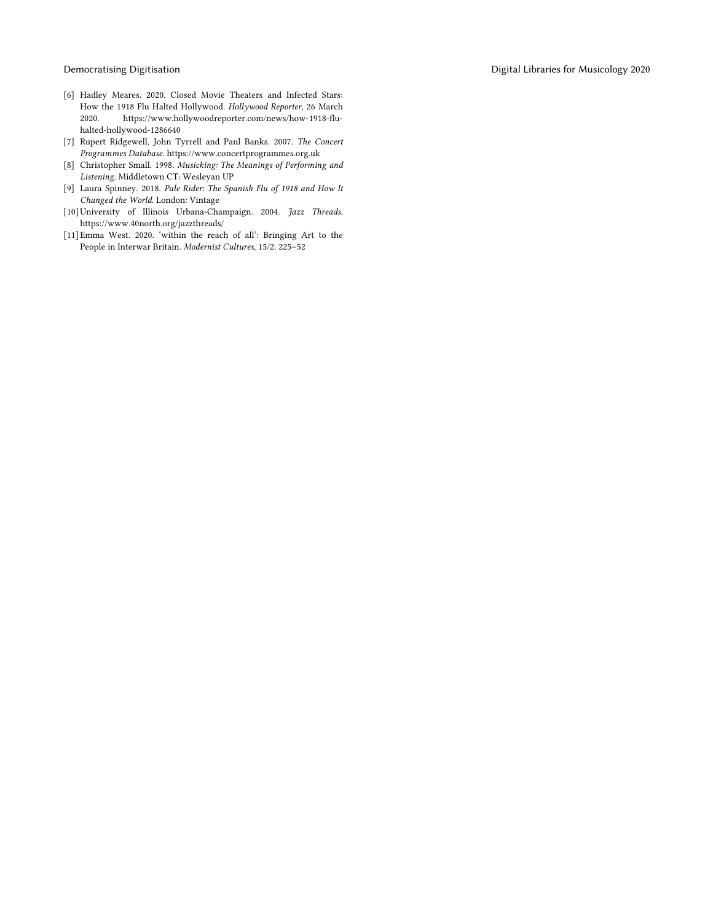[6] Hadley Meares. 2020. Closed Movie Theaters and Infected Stars: How the 1918 Flu Halted Hollywood. *Hollywood Reporter*, 26 March 2020. https://www.hollywoodreporter.com/news/how-1918-flu-halted-hollywood-1286640

[7] Rupert Ridgewell, John Tyrrell and Paul Banks. 2007. *The Concert Programmes Database*. https://www.concertprogrammes.org.uk

[8] Christopher Small. 1998. *Musicking: The Meanings of Performing and Listening*. Middletown CT: Wesleyan UP

[9] Laura Spinney. 2018. *Pale Rider: The Spanish Flu of 1918 and How It Changed the World*. London: Vintage

[10] University of Illinois Urbana-Champaign. 2004. *Jazz Threads*. https://www.40north.org/jazzthreads/

[11] Emma West. 2020. 'within the reach of all': Bringing Art to the People in Interwar Britain. *Modernist Cultures*, 15/2. 225–52